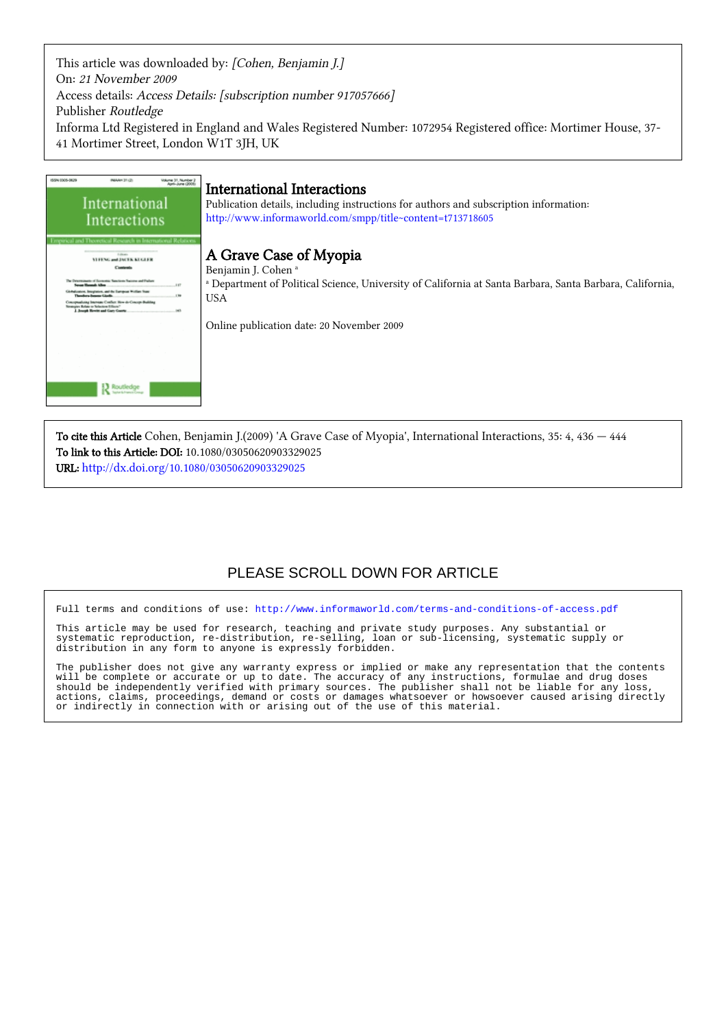This article was downloaded by: *[Cohen, Benjamin J.]*
On: *21 November 2009*
Access details: *Access Details: [subscription number 917057666]*
Publisher *Routledge*
Informa Ltd Registered in England and Wales Registered Number: 1072954 Registered office: Mortimer House, 37-41 Mortimer Street, London W1T 3JH, UK

## International Interactions

Publication details, including instructions for authors and subscription information:
http://www.informaworld.com/smpp/title~content=t713718605

# A Grave Case of Myopia

Benjamin J. Cohen [a]

[a] Department of Political Science, University of California at Santa Barbara, Santa Barbara, California, USA

Online publication date: 20 November 2009

**To cite this Article** Cohen, Benjamin J.(2009) 'A Grave Case of Myopia', International Interactions, 35: 4, 436 — 444
**To link to this Article: DOI:** 10.1080/03050620903329025
**URL:** http://dx.doi.org/10.1080/03050620903329025

PLEASE SCROLL DOWN FOR ARTICLE

Full terms and conditions of use: http://www.informaworld.com/terms-and-conditions-of-access.pdf

This article may be used for research, teaching and private study purposes. Any substantial or systematic reproduction, re-distribution, re-selling, loan or sub-licensing, systematic supply or distribution in any form to anyone is expressly forbidden.

The publisher does not give any warranty express or implied or make any representation that the contents will be complete or accurate or up to date. The accuracy of any instructions, formulae and drug doses should be independently verified with primary sources. The publisher shall not be liable for any loss, actions, claims, proceedings, demand or costs or damages whatsoever or howsoever caused arising directly or indirectly in connection with or arising out of the use of this material.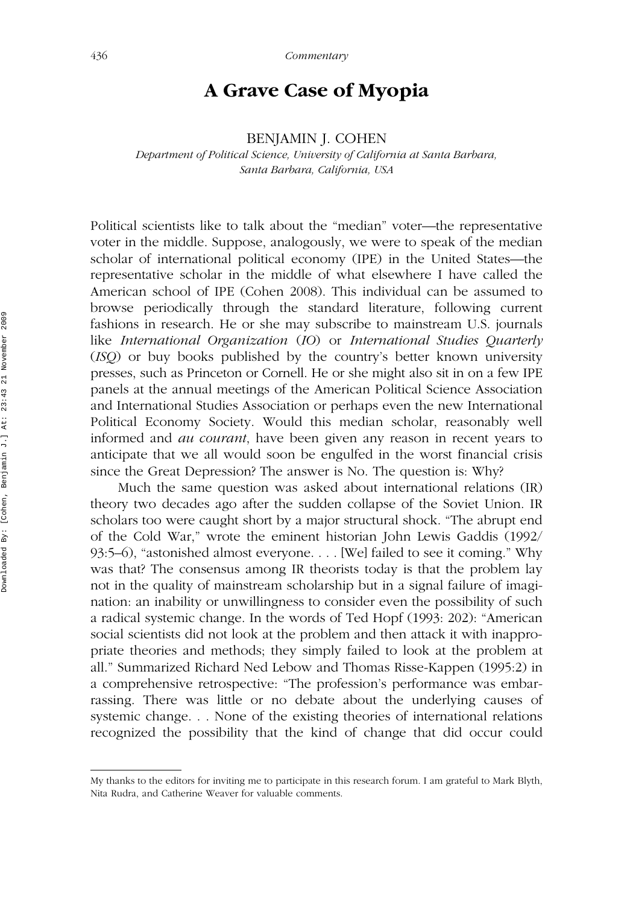# A Grave Case of Myopia

BENJAMIN J. COHEN

*Department of Political Science, University of California at Santa Barbara, Santa Barbara, California, USA*

Political scientists like to talk about the "median" voter—the representative voter in the middle. Suppose, analogously, we were to speak of the median scholar of international political economy (IPE) in the United States—the representative scholar in the middle of what elsewhere I have called the American school of IPE (Cohen 2008). This individual can be assumed to browse periodically through the standard literature, following current fashions in research. He or she may subscribe to mainstream U.S. journals like *International Organization* (*IO*) or *International Studies Quarterly* (*ISQ*) or buy books published by the country's better known university presses, such as Princeton or Cornell. He or she might also sit in on a few IPE panels at the annual meetings of the American Political Science Association and International Studies Association or perhaps even the new International Political Economy Society. Would this median scholar, reasonably well informed and *au courant*, have been given any reason in recent years to anticipate that we all would soon be engulfed in the worst financial crisis since the Great Depression? The answer is No. The question is: Why?

Much the same question was asked about international relations (IR) theory two decades ago after the sudden collapse of the Soviet Union. IR scholars too were caught short by a major structural shock. "The abrupt end of the Cold War," wrote the eminent historian John Lewis Gaddis (1992/93:5–6), "astonished almost everyone. . . . [We] failed to see it coming." Why was that? The consensus among IR theorists today is that the problem lay not in the quality of mainstream scholarship but in a signal failure of imagination: an inability or unwillingness to consider even the possibility of such a radical systemic change. In the words of Ted Hopf (1993: 202): "American social scientists did not look at the problem and then attack it with inappropriate theories and methods; they simply failed to look at the problem at all." Summarized Richard Ned Lebow and Thomas Risse-Kappen (1995:2) in a comprehensive retrospective: "The profession's performance was embarrassing. There was little or no debate about the underlying causes of systemic change. . . None of the existing theories of international relations recognized the possibility that the kind of change that did occur could

My thanks to the editors for inviting me to participate in this research forum. I am grateful to Mark Blyth, Nita Rudra, and Catherine Weaver for valuable comments.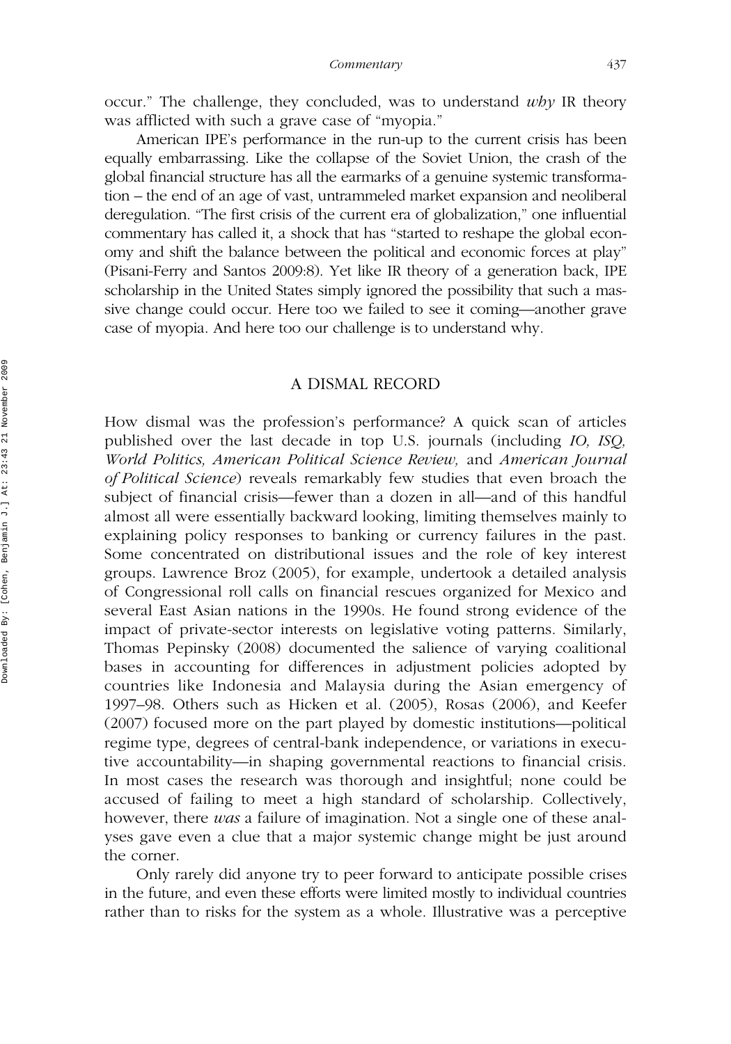occur." The challenge, they concluded, was to understand *why* IR theory was afflicted with such a grave case of "myopia."

American IPE's performance in the run-up to the current crisis has been equally embarrassing. Like the collapse of the Soviet Union, the crash of the global financial structure has all the earmarks of a genuine systemic transformation – the end of an age of vast, untrammeled market expansion and neoliberal deregulation. "The first crisis of the current era of globalization," one influential commentary has called it, a shock that has "started to reshape the global economy and shift the balance between the political and economic forces at play" (Pisani-Ferry and Santos 2009:8). Yet like IR theory of a generation back, IPE scholarship in the United States simply ignored the possibility that such a massive change could occur. Here too we failed to see it coming—another grave case of myopia. And here too our challenge is to understand why.

## A DISMAL RECORD

How dismal was the profession's performance? A quick scan of articles published over the last decade in top U.S. journals (including *IO, ISQ, World Politics, American Political Science Review,* and *American Journal of Political Science*) reveals remarkably few studies that even broach the subject of financial crisis—fewer than a dozen in all—and of this handful almost all were essentially backward looking, limiting themselves mainly to explaining policy responses to banking or currency failures in the past. Some concentrated on distributional issues and the role of key interest groups. Lawrence Broz (2005), for example, undertook a detailed analysis of Congressional roll calls on financial rescues organized for Mexico and several East Asian nations in the 1990s. He found strong evidence of the impact of private-sector interests on legislative voting patterns. Similarly, Thomas Pepinsky (2008) documented the salience of varying coalitional bases in accounting for differences in adjustment policies adopted by countries like Indonesia and Malaysia during the Asian emergency of 1997–98. Others such as Hicken et al. (2005), Rosas (2006), and Keefer (2007) focused more on the part played by domestic institutions—political regime type, degrees of central-bank independence, or variations in executive accountability—in shaping governmental reactions to financial crisis. In most cases the research was thorough and insightful; none could be accused of failing to meet a high standard of scholarship. Collectively, however, there *was* a failure of imagination. Not a single one of these analyses gave even a clue that a major systemic change might be just around the corner.

Only rarely did anyone try to peer forward to anticipate possible crises in the future, and even these efforts were limited mostly to individual countries rather than to risks for the system as a whole. Illustrative was a perceptive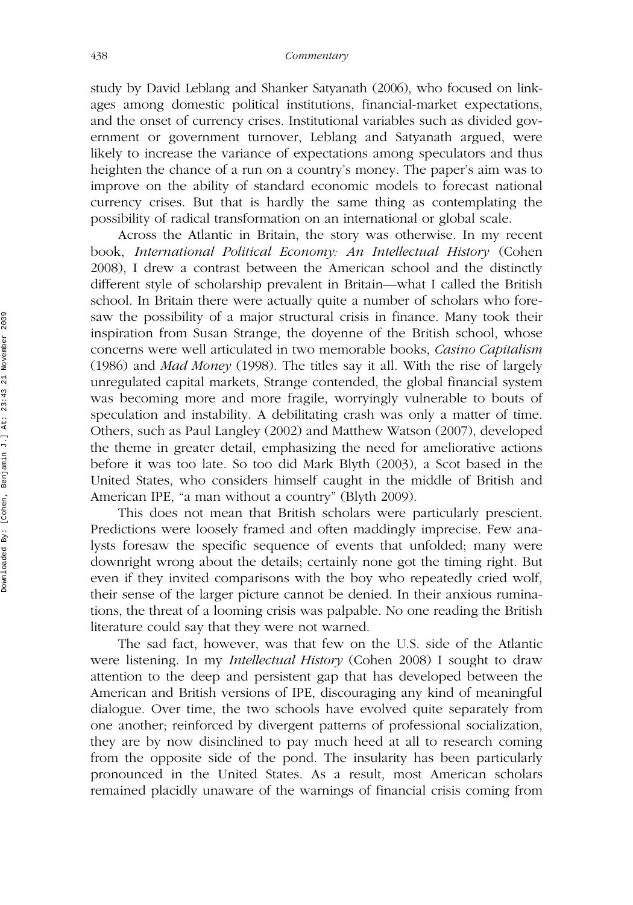study by David Leblang and Shanker Satyanath (2006), who focused on linkages among domestic political institutions, financial-market expectations, and the onset of currency crises. Institutional variables such as divided government or government turnover, Leblang and Satyanath argued, were likely to increase the variance of expectations among speculators and thus heighten the chance of a run on a country's money. The paper's aim was to improve on the ability of standard economic models to forecast national currency crises. But that is hardly the same thing as contemplating the possibility of radical transformation on an international or global scale.

Across the Atlantic in Britain, the story was otherwise. In my recent book, *International Political Economy: An Intellectual History* (Cohen 2008), I drew a contrast between the American school and the distinctly different style of scholarship prevalent in Britain—what I called the British school. In Britain there were actually quite a number of scholars who foresaw the possibility of a major structural crisis in finance. Many took their inspiration from Susan Strange, the doyenne of the British school, whose concerns were well articulated in two memorable books, *Casino Capitalism* (1986) and *Mad Money* (1998). The titles say it all. With the rise of largely unregulated capital markets, Strange contended, the global financial system was becoming more and more fragile, worryingly vulnerable to bouts of speculation and instability. A debilitating crash was only a matter of time. Others, such as Paul Langley (2002) and Matthew Watson (2007), developed the theme in greater detail, emphasizing the need for ameliorative actions before it was too late. So too did Mark Blyth (2003), a Scot based in the United States, who considers himself caught in the middle of British and American IPE, "a man without a country" (Blyth 2009).

This does not mean that British scholars were particularly prescient. Predictions were loosely framed and often maddingly imprecise. Few analysts foresaw the specific sequence of events that unfolded; many were downright wrong about the details; certainly none got the timing right. But even if they invited comparisons with the boy who repeatedly cried wolf, their sense of the larger picture cannot be denied. In their anxious ruminations, the threat of a looming crisis was palpable. No one reading the British literature could say that they were not warned.

The sad fact, however, was that few on the U.S. side of the Atlantic were listening. In my *Intellectual History* (Cohen 2008) I sought to draw attention to the deep and persistent gap that has developed between the American and British versions of IPE, discouraging any kind of meaningful dialogue. Over time, the two schools have evolved quite separately from one another; reinforced by divergent patterns of professional socialization, they are by now disinclined to pay much heed at all to research coming from the opposite side of the pond. The insularity has been particularly pronounced in the United States. As a result, most American scholars remained placidly unaware of the warnings of financial crisis coming from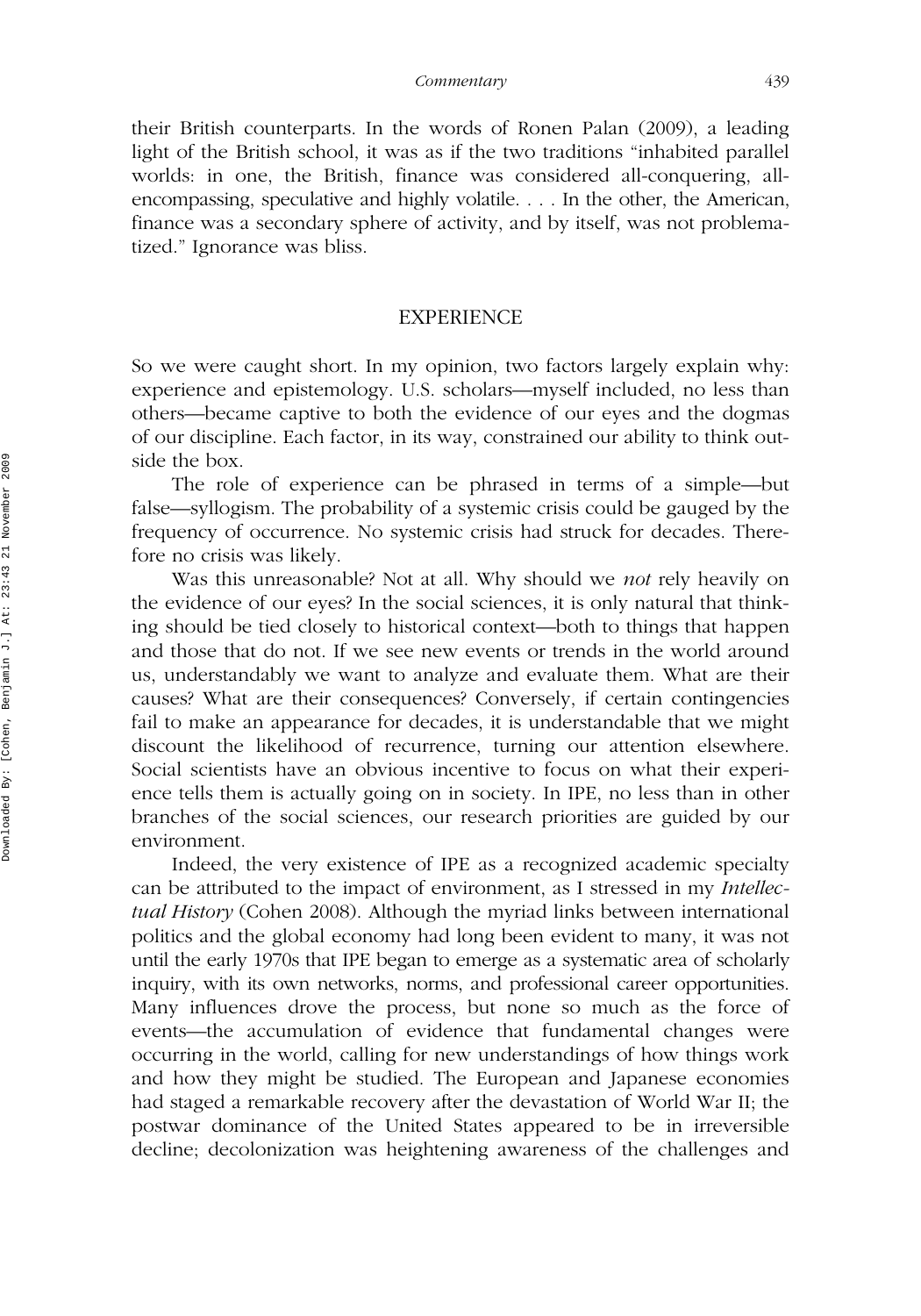their British counterparts. In the words of Ronen Palan (2009), a leading light of the British school, it was as if the two traditions "inhabited parallel worlds: in one, the British, finance was considered all-conquering, all-encompassing, speculative and highly volatile. . . . In the other, the American, finance was a secondary sphere of activity, and by itself, was not problematized." Ignorance was bliss.

## EXPERIENCE

So we were caught short. In my opinion, two factors largely explain why: experience and epistemology. U.S. scholars—myself included, no less than others—became captive to both the evidence of our eyes and the dogmas of our discipline. Each factor, in its way, constrained our ability to think outside the box.

The role of experience can be phrased in terms of a simple—but false—syllogism. The probability of a systemic crisis could be gauged by the frequency of occurrence. No systemic crisis had struck for decades. Therefore no crisis was likely.

Was this unreasonable? Not at all. Why should we *not* rely heavily on the evidence of our eyes? In the social sciences, it is only natural that thinking should be tied closely to historical context—both to things that happen and those that do not. If we see new events or trends in the world around us, understandably we want to analyze and evaluate them. What are their causes? What are their consequences? Conversely, if certain contingencies fail to make an appearance for decades, it is understandable that we might discount the likelihood of recurrence, turning our attention elsewhere. Social scientists have an obvious incentive to focus on what their experience tells them is actually going on in society. In IPE, no less than in other branches of the social sciences, our research priorities are guided by our environment.

Indeed, the very existence of IPE as a recognized academic specialty can be attributed to the impact of environment, as I stressed in my *Intellectual History* (Cohen 2008). Although the myriad links between international politics and the global economy had long been evident to many, it was not until the early 1970s that IPE began to emerge as a systematic area of scholarly inquiry, with its own networks, norms, and professional career opportunities. Many influences drove the process, but none so much as the force of events—the accumulation of evidence that fundamental changes were occurring in the world, calling for new understandings of how things work and how they might be studied. The European and Japanese economies had staged a remarkable recovery after the devastation of World War II; the postwar dominance of the United States appeared to be in irreversible decline; decolonization was heightening awareness of the challenges and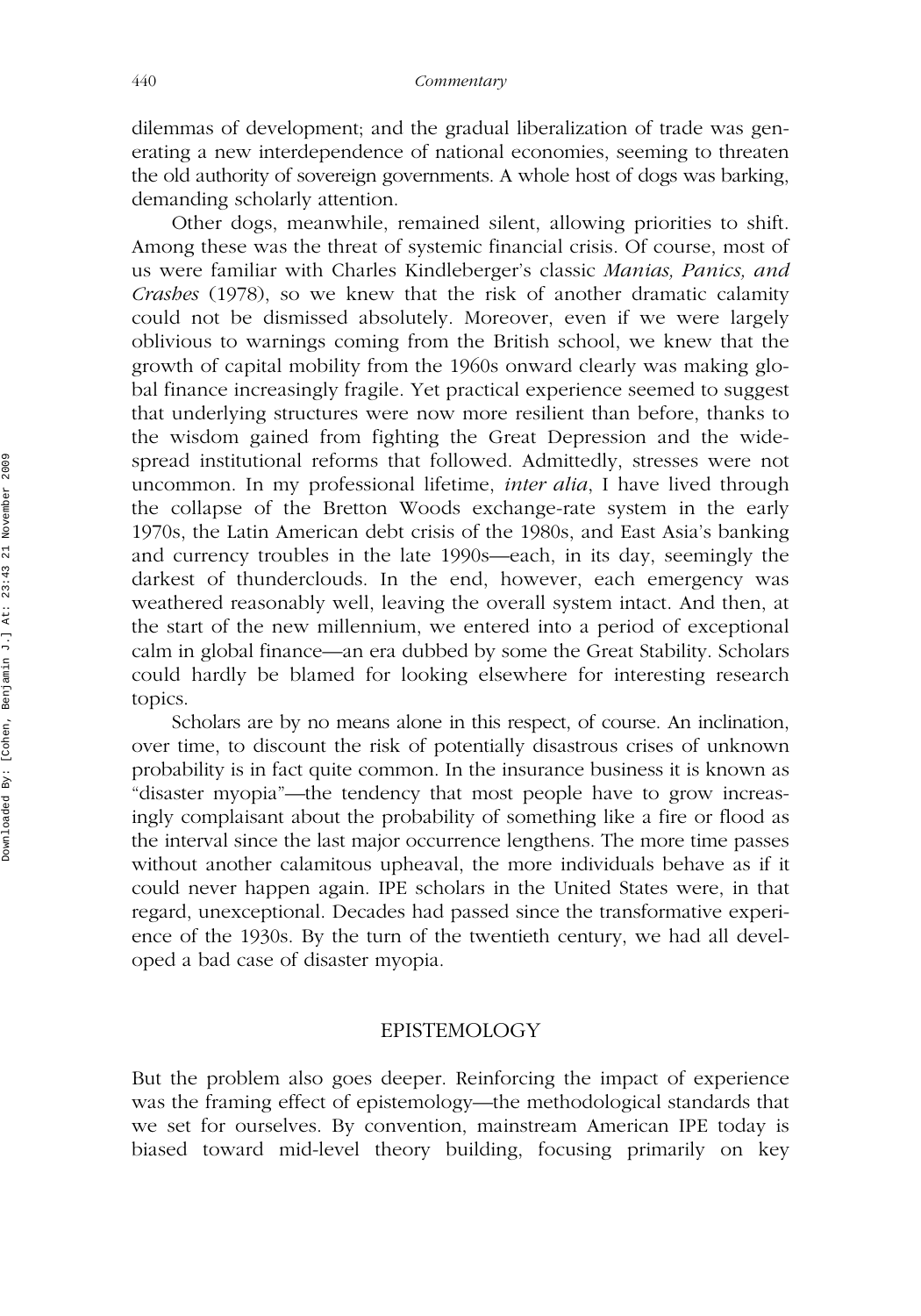dilemmas of development; and the gradual liberalization of trade was generating a new interdependence of national economies, seeming to threaten the old authority of sovereign governments. A whole host of dogs was barking, demanding scholarly attention.

Other dogs, meanwhile, remained silent, allowing priorities to shift. Among these was the threat of systemic financial crisis. Of course, most of us were familiar with Charles Kindleberger's classic *Manias, Panics, and Crashes* (1978), so we knew that the risk of another dramatic calamity could not be dismissed absolutely. Moreover, even if we were largely oblivious to warnings coming from the British school, we knew that the growth of capital mobility from the 1960s onward clearly was making global finance increasingly fragile. Yet practical experience seemed to suggest that underlying structures were now more resilient than before, thanks to the wisdom gained from fighting the Great Depression and the widespread institutional reforms that followed. Admittedly, stresses were not uncommon. In my professional lifetime, *inter alia*, I have lived through the collapse of the Bretton Woods exchange-rate system in the early 1970s, the Latin American debt crisis of the 1980s, and East Asia's banking and currency troubles in the late 1990s—each, in its day, seemingly the darkest of thunderclouds. In the end, however, each emergency was weathered reasonably well, leaving the overall system intact. And then, at the start of the new millennium, we entered into a period of exceptional calm in global finance—an era dubbed by some the Great Stability. Scholars could hardly be blamed for looking elsewhere for interesting research topics.

Scholars are by no means alone in this respect, of course. An inclination, over time, to discount the risk of potentially disastrous crises of unknown probability is in fact quite common. In the insurance business it is known as "disaster myopia"—the tendency that most people have to grow increasingly complaisant about the probability of something like a fire or flood as the interval since the last major occurrence lengthens. The more time passes without another calamitous upheaval, the more individuals behave as if it could never happen again. IPE scholars in the United States were, in that regard, unexceptional. Decades had passed since the transformative experience of the 1930s. By the turn of the twentieth century, we had all developed a bad case of disaster myopia.

## EPISTEMOLOGY

But the problem also goes deeper. Reinforcing the impact of experience was the framing effect of epistemology—the methodological standards that we set for ourselves. By convention, mainstream American IPE today is biased toward mid-level theory building, focusing primarily on key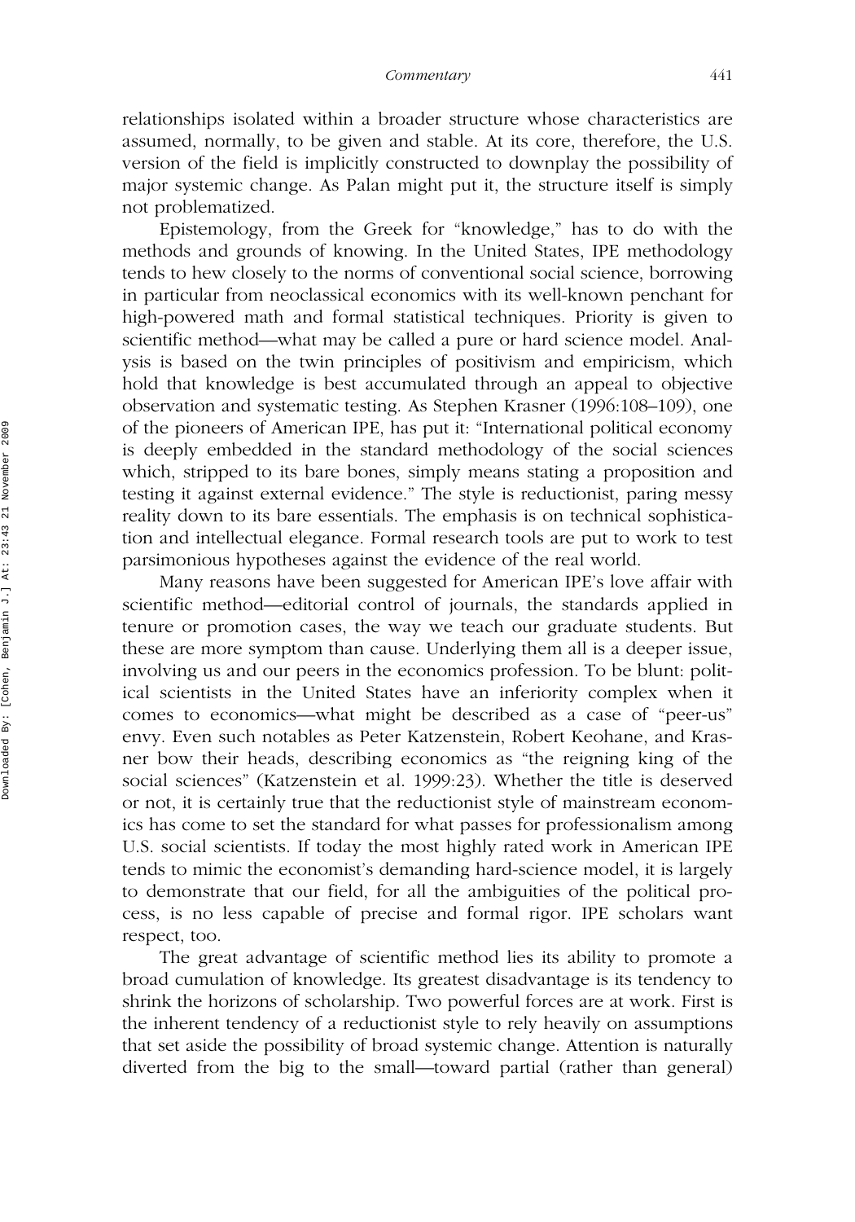relationships isolated within a broader structure whose characteristics are assumed, normally, to be given and stable. At its core, therefore, the U.S. version of the field is implicitly constructed to downplay the possibility of major systemic change. As Palan might put it, the structure itself is simply not problematized.

Epistemology, from the Greek for "knowledge," has to do with the methods and grounds of knowing. In the United States, IPE methodology tends to hew closely to the norms of conventional social science, borrowing in particular from neoclassical economics with its well-known penchant for high-powered math and formal statistical techniques. Priority is given to scientific method—what may be called a pure or hard science model. Analysis is based on the twin principles of positivism and empiricism, which hold that knowledge is best accumulated through an appeal to objective observation and systematic testing. As Stephen Krasner (1996:108–109), one of the pioneers of American IPE, has put it: "International political economy is deeply embedded in the standard methodology of the social sciences which, stripped to its bare bones, simply means stating a proposition and testing it against external evidence." The style is reductionist, paring messy reality down to its bare essentials. The emphasis is on technical sophistication and intellectual elegance. Formal research tools are put to work to test parsimonious hypotheses against the evidence of the real world.

Many reasons have been suggested for American IPE's love affair with scientific method—editorial control of journals, the standards applied in tenure or promotion cases, the way we teach our graduate students. But these are more symptom than cause. Underlying them all is a deeper issue, involving us and our peers in the economics profession. To be blunt: political scientists in the United States have an inferiority complex when it comes to economics—what might be described as a case of "peer-us" envy. Even such notables as Peter Katzenstein, Robert Keohane, and Krasner bow their heads, describing economics as "the reigning king of the social sciences" (Katzenstein et al. 1999:23). Whether the title is deserved or not, it is certainly true that the reductionist style of mainstream economics has come to set the standard for what passes for professionalism among U.S. social scientists. If today the most highly rated work in American IPE tends to mimic the economist's demanding hard-science model, it is largely to demonstrate that our field, for all the ambiguities of the political process, is no less capable of precise and formal rigor. IPE scholars want respect, too.

The great advantage of scientific method lies its ability to promote a broad cumulation of knowledge. Its greatest disadvantage is its tendency to shrink the horizons of scholarship. Two powerful forces are at work. First is the inherent tendency of a reductionist style to rely heavily on assumptions that set aside the possibility of broad systemic change. Attention is naturally diverted from the big to the small—toward partial (rather than general)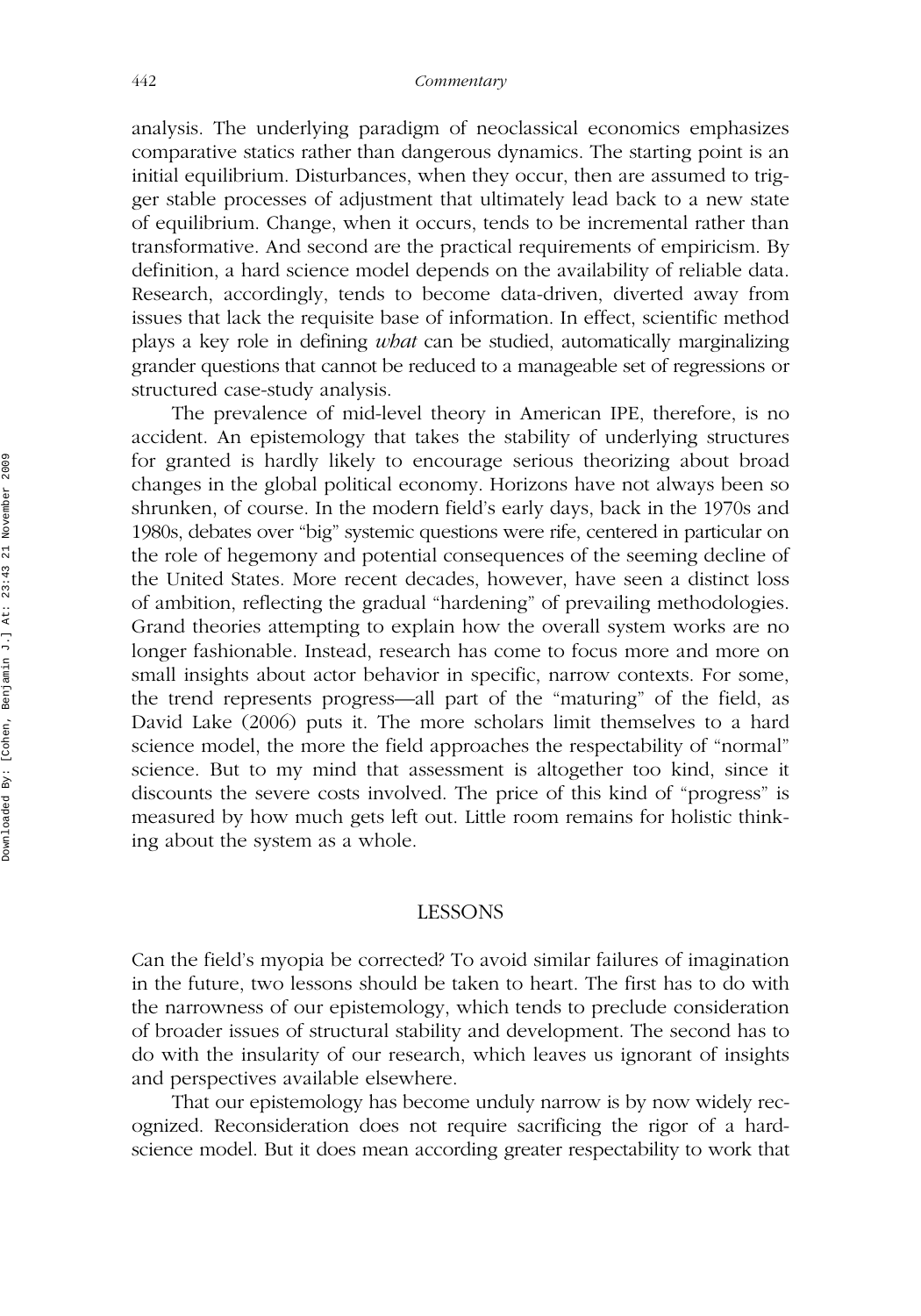analysis. The underlying paradigm of neoclassical economics emphasizes comparative statics rather than dangerous dynamics. The starting point is an initial equilibrium. Disturbances, when they occur, then are assumed to trigger stable processes of adjustment that ultimately lead back to a new state of equilibrium. Change, when it occurs, tends to be incremental rather than transformative. And second are the practical requirements of empiricism. By definition, a hard science model depends on the availability of reliable data. Research, accordingly, tends to become data-driven, diverted away from issues that lack the requisite base of information. In effect, scientific method plays a key role in defining *what* can be studied, automatically marginalizing grander questions that cannot be reduced to a manageable set of regressions or structured case-study analysis.

The prevalence of mid-level theory in American IPE, therefore, is no accident. An epistemology that takes the stability of underlying structures for granted is hardly likely to encourage serious theorizing about broad changes in the global political economy. Horizons have not always been so shrunken, of course. In the modern field's early days, back in the 1970s and 1980s, debates over "big" systemic questions were rife, centered in particular on the role of hegemony and potential consequences of the seeming decline of the United States. More recent decades, however, have seen a distinct loss of ambition, reflecting the gradual "hardening" of prevailing methodologies. Grand theories attempting to explain how the overall system works are no longer fashionable. Instead, research has come to focus more and more on small insights about actor behavior in specific, narrow contexts. For some, the trend represents progress—all part of the "maturing" of the field, as David Lake (2006) puts it. The more scholars limit themselves to a hard science model, the more the field approaches the respectability of "normal" science. But to my mind that assessment is altogether too kind, since it discounts the severe costs involved. The price of this kind of "progress" is measured by how much gets left out. Little room remains for holistic thinking about the system as a whole.

## LESSONS

Can the field's myopia be corrected? To avoid similar failures of imagination in the future, two lessons should be taken to heart. The first has to do with the narrowness of our epistemology, which tends to preclude consideration of broader issues of structural stability and development. The second has to do with the insularity of our research, which leaves us ignorant of insights and perspectives available elsewhere.

That our epistemology has become unduly narrow is by now widely recognized. Reconsideration does not require sacrificing the rigor of a hard-science model. But it does mean according greater respectability to work that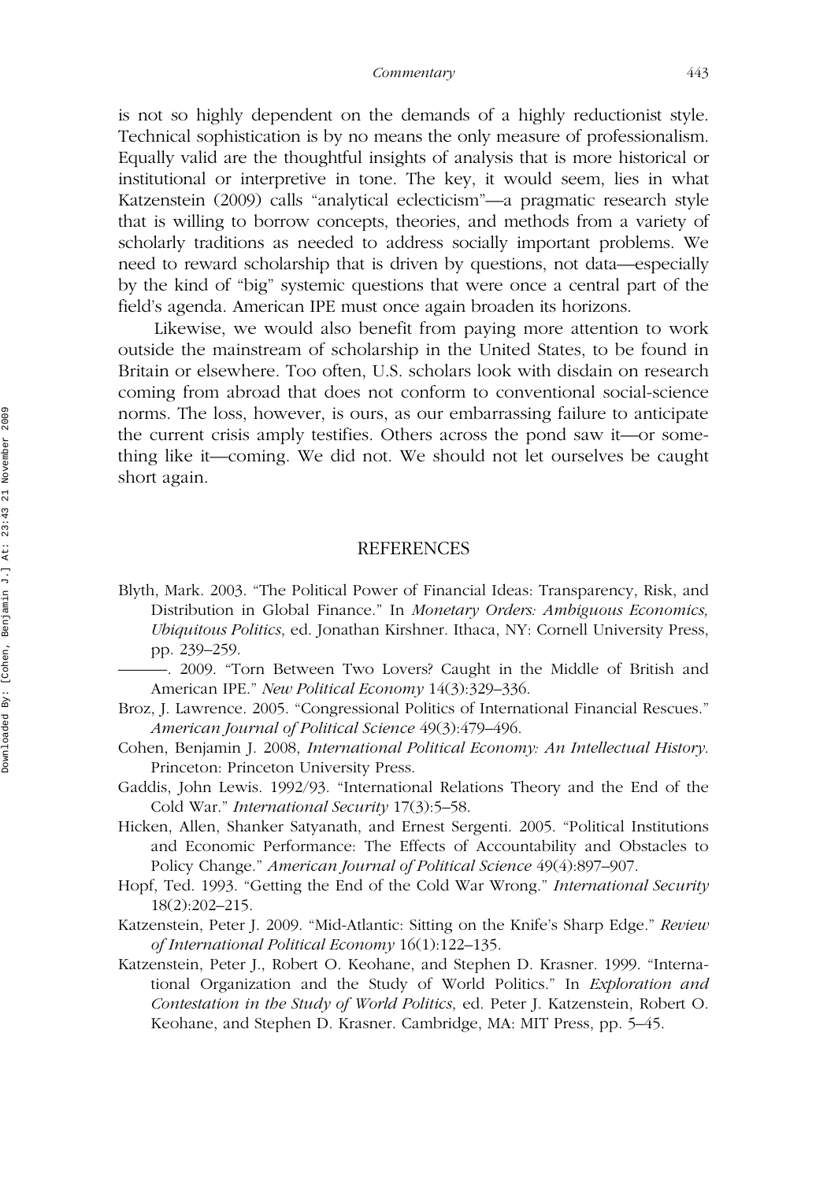is not so highly dependent on the demands of a highly reductionist style. Technical sophistication is by no means the only measure of professionalism. Equally valid are the thoughtful insights of analysis that is more historical or institutional or interpretive in tone. The key, it would seem, lies in what Katzenstein (2009) calls "analytical eclecticism"—a pragmatic research style that is willing to borrow concepts, theories, and methods from a variety of scholarly traditions as needed to address socially important problems. We need to reward scholarship that is driven by questions, not data—especially by the kind of "big" systemic questions that were once a central part of the field's agenda. American IPE must once again broaden its horizons.

Likewise, we would also benefit from paying more attention to work outside the mainstream of scholarship in the United States, to be found in Britain or elsewhere. Too often, U.S. scholars look with disdain on research coming from abroad that does not conform to conventional social-science norms. The loss, however, is ours, as our embarrassing failure to anticipate the current crisis amply testifies. Others across the pond saw it—or something like it—coming. We did not. We should not let ourselves be caught short again.

## REFERENCES

Blyth, Mark. 2003. "The Political Power of Financial Ideas: Transparency, Risk, and Distribution in Global Finance." In *Monetary Orders: Ambiguous Economics, Ubiquitous Politics*, ed. Jonathan Kirshner. Ithaca, NY: Cornell University Press, pp. 239–259.

———. 2009. "Torn Between Two Lovers? Caught in the Middle of British and American IPE." *New Political Economy* 14(3):329–336.

Broz, J. Lawrence. 2005. "Congressional Politics of International Financial Rescues." *American Journal of Political Science* 49(3):479–496.

Cohen, Benjamin J. 2008, *International Political Economy: An Intellectual History*. Princeton: Princeton University Press.

Gaddis, John Lewis. 1992/93. "International Relations Theory and the End of the Cold War." *International Security* 17(3):5–58.

Hicken, Allen, Shanker Satyanath, and Ernest Sergenti. 2005. "Political Institutions and Economic Performance: The Effects of Accountability and Obstacles to Policy Change." *American Journal of Political Science* 49(4):897–907.

Hopf, Ted. 1993. "Getting the End of the Cold War Wrong." *International Security* 18(2):202–215.

Katzenstein, Peter J. 2009. "Mid-Atlantic: Sitting on the Knife's Sharp Edge." *Review of International Political Economy* 16(1):122–135.

Katzenstein, Peter J., Robert O. Keohane, and Stephen D. Krasner. 1999. "International Organization and the Study of World Politics." In *Exploration and Contestation in the Study of World Politics*, ed. Peter J. Katzenstein, Robert O. Keohane, and Stephen D. Krasner. Cambridge, MA: MIT Press, pp. 5–45.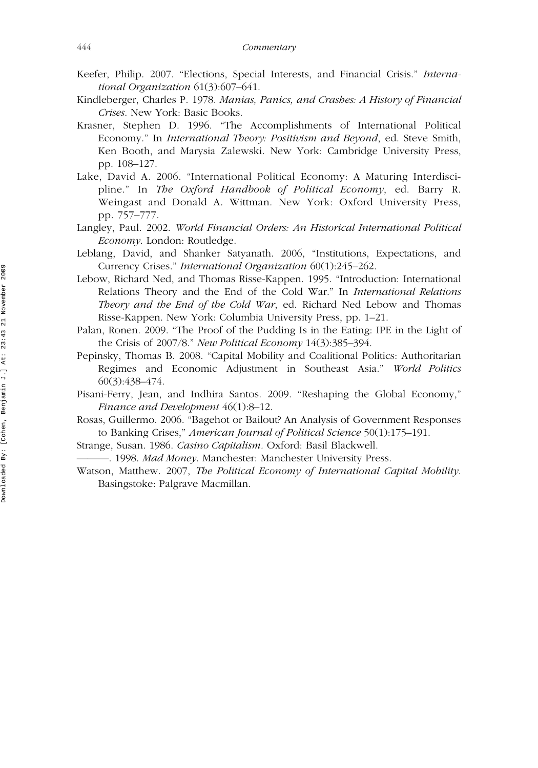Keefer, Philip. 2007. "Elections, Special Interests, and Financial Crisis." *International Organization* 61(3):607–641.

Kindleberger, Charles P. 1978. *Manias, Panics, and Crashes: A History of Financial Crises*. New York: Basic Books.

Krasner, Stephen D. 1996. "The Accomplishments of International Political Economy." In *International Theory: Positivism and Beyond*, ed. Steve Smith, Ken Booth, and Marysia Zalewski. New York: Cambridge University Press, pp. 108–127.

Lake, David A. 2006. "International Political Economy: A Maturing Interdiscipline." In *The Oxford Handbook of Political Economy*, ed. Barry R. Weingast and Donald A. Wittman. New York: Oxford University Press, pp. 757–777.

Langley, Paul. 2002. *World Financial Orders: An Historical International Political Economy*. London: Routledge.

Leblang, David, and Shanker Satyanath. 2006, "Institutions, Expectations, and Currency Crises." *International Organization* 60(1):245–262.

Lebow, Richard Ned, and Thomas Risse-Kappen. 1995. "Introduction: International Relations Theory and the End of the Cold War." In *International Relations Theory and the End of the Cold War*, ed. Richard Ned Lebow and Thomas Risse-Kappen. New York: Columbia University Press, pp. 1–21.

Palan, Ronen. 2009. "The Proof of the Pudding Is in the Eating: IPE in the Light of the Crisis of 2007/8." *New Political Economy* 14(3):385–394.

Pepinsky, Thomas B. 2008. "Capital Mobility and Coalitional Politics: Authoritarian Regimes and Economic Adjustment in Southeast Asia." *World Politics* 60(3):438–474.

Pisani-Ferry, Jean, and Indhira Santos. 2009. "Reshaping the Global Economy," *Finance and Development* 46(1):8–12.

Rosas, Guillermo. 2006. "Bagehot or Bailout? An Analysis of Government Responses to Banking Crises," *American Journal of Political Science* 50(1):175–191.

Strange, Susan. 1986. *Casino Capitalism*. Oxford: Basil Blackwell.

———. 1998. *Mad Money*. Manchester: Manchester University Press.

Watson, Matthew. 2007, *The Political Economy of International Capital Mobility*. Basingstoke: Palgrave Macmillan.